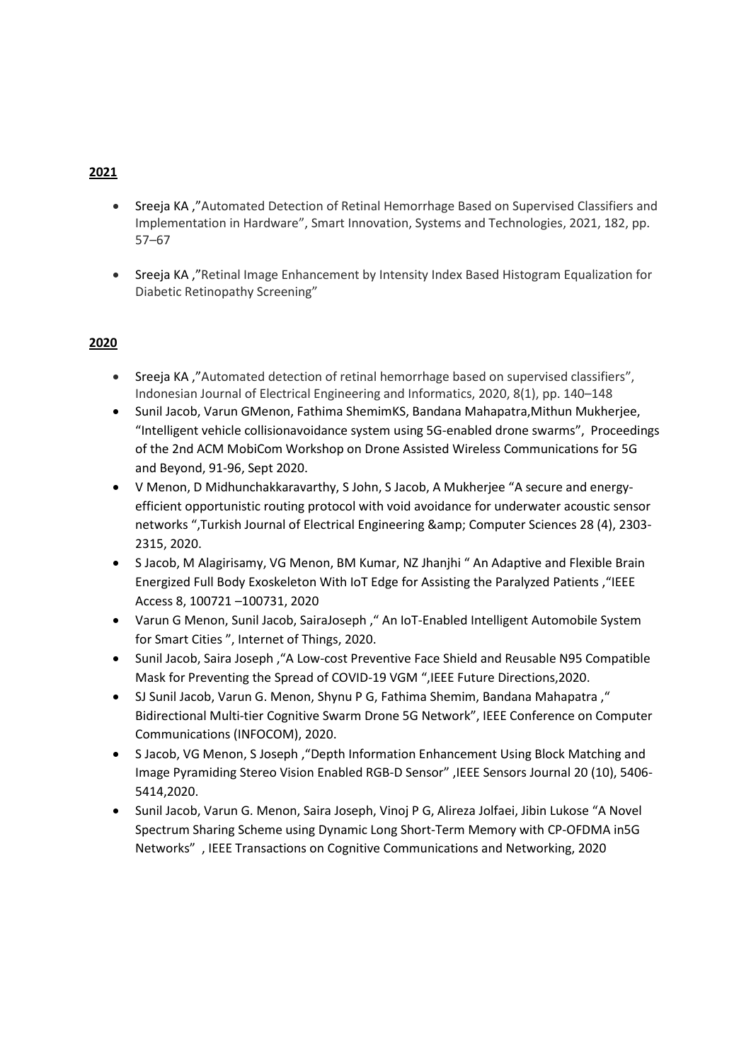**2021**

- Sreeja KA ,"Automated Detection of Retinal Hemorrhage Based on Supervised Classifiers and Implementation in Hardware", Smart Innovation, Systems and Technologies, 2021, 182, pp. 57–67
- Sreeja KA ,"Retinal Image Enhancement by Intensity Index Based Histogram Equalization for Diabetic Retinopathy Screening"

**2020**

- Sreeja KA ,"Automated detection of retinal hemorrhage based on supervised classifiers", Indonesian Journal of Electrical Engineering and Informatics, 2020, 8(1), pp. 140–148
- Sunil Jacob, Varun GMenon, Fathima ShemimKS, Bandana Mahapatra,Mithun Mukherjee, "Intelligent vehicle collisionavoidance system using 5G-enabled drone swarms", Proceedings of the 2nd ACM MobiCom Workshop on Drone Assisted Wireless Communications for 5G and Beyond, 91-96, Sept 2020.
- V Menon, D Midhunchakkaravarthy, S John, S Jacob, A Mukherjee "A secure and energy-efficient opportunistic routing protocol with void avoidance for underwater acoustic sensor networks ",Turkish Journal of Electrical Engineering &amp; Computer Sciences 28 (4), 2303-2315, 2020.
- S Jacob, M Alagirisamy, VG Menon, BM Kumar, NZ Jhanjhi " An Adaptive and Flexible Brain Energized Full Body Exoskeleton With IoT Edge for Assisting the Paralyzed Patients ,"IEEE Access 8, 100721 –100731, 2020
- Varun G Menon, Sunil Jacob, SairaJoseph ," An IoT-Enabled Intelligent Automobile System for Smart Cities ", Internet of Things, 2020.
- Sunil Jacob, Saira Joseph ,"A Low-cost Preventive Face Shield and Reusable N95 Compatible Mask for Preventing the Spread of COVID-19 VGM ",IEEE Future Directions,2020.
- SJ Sunil Jacob, Varun G. Menon, Shynu P G, Fathima Shemim, Bandana Mahapatra ," Bidirectional Multi-tier Cognitive Swarm Drone 5G Network", IEEE Conference on Computer Communications (INFOCOM), 2020.
- S Jacob, VG Menon, S Joseph ,"Depth Information Enhancement Using Block Matching and Image Pyramiding Stereo Vision Enabled RGB-D Sensor" ,IEEE Sensors Journal 20 (10), 5406-5414,2020.
- Sunil Jacob, Varun G. Menon, Saira Joseph, Vinoj P G, Alireza Jolfaei, Jibin Lukose "A Novel Spectrum Sharing Scheme using Dynamic Long Short-Term Memory with CP-OFDMA in5G Networks" , IEEE Transactions on Cognitive Communications and Networking, 2020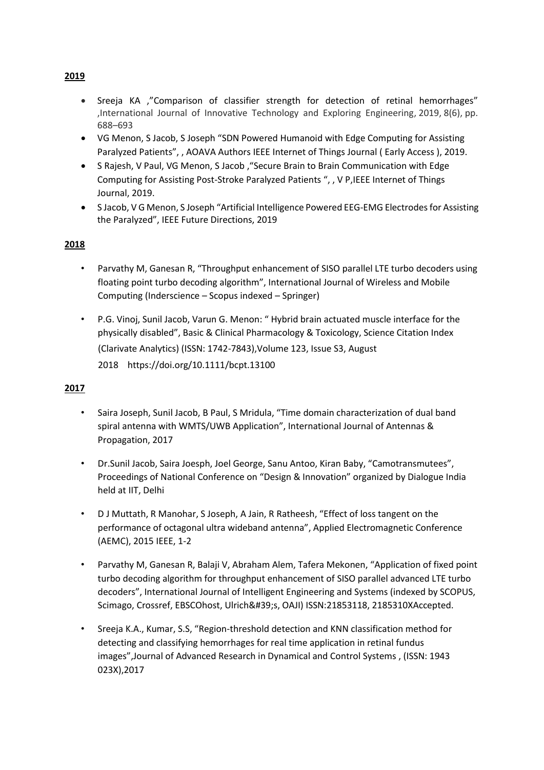**2019**

- Sreeja KA ,"Comparison of classifier strength for detection of retinal hemorrhages" ,International Journal of Innovative Technology and Exploring Engineering, 2019, 8(6), pp. 688–693
- VG Menon, S Jacob, S Joseph "SDN Powered Humanoid with Edge Computing for Assisting Paralyzed Patients", , AOAVA Authors IEEE Internet of Things Journal ( Early Access ), 2019.
- S Rajesh, V Paul, VG Menon, S Jacob ,"Secure Brain to Brain Communication with Edge Computing for Assisting Post-Stroke Paralyzed Patients ", , V P,IEEE Internet of Things Journal, 2019.
- S Jacob, V G Menon, S Joseph "Artificial Intelligence Powered EEG-EMG Electrodes for Assisting the Paralyzed", IEEE Future Directions, 2019

**2018**

- Parvathy M, Ganesan R, "Throughput enhancement of SISO parallel LTE turbo decoders using floating point turbo decoding algorithm", International Journal of Wireless and Mobile Computing (Inderscience – Scopus indexed – Springer)
- P.G. Vinoj, Sunil Jacob, Varun G. Menon: " Hybrid brain actuated muscle interface for the physically disabled", Basic & Clinical Pharmacology & Toxicology, Science Citation Index (Clarivate Analytics) (ISSN: 1742-7843),Volume 123, Issue S3, August 2018 https://doi.org/10.1111/bcpt.13100

**2017**

- Saira Joseph, Sunil Jacob, B Paul, S Mridula, "Time domain characterization of dual band spiral antenna with WMTS/UWB Application", International Journal of Antennas & Propagation, 2017
- Dr.Sunil Jacob, Saira Joesph, Joel George, Sanu Antoo, Kiran Baby, "Camotransmutees", Proceedings of National Conference on "Design & Innovation" organized by Dialogue India held at IIT, Delhi
- D J Muttath, R Manohar, S Joseph, A Jain, R Ratheesh, "Effect of loss tangent on the performance of octagonal ultra wideband antenna", Applied Electromagnetic Conference (AEMC), 2015 IEEE, 1-2
- Parvathy M, Ganesan R, Balaji V, Abraham Alem, Tafera Mekonen, "Application of fixed point turbo decoding algorithm for throughput enhancement of SISO parallel advanced LTE turbo decoders", International Journal of Intelligent Engineering and Systems (indexed by SCOPUS, Scimago, Crossref, EBSCOhost, Ulrich&#39;s, OAJI) ISSN:21853118, 2185310XAccepted.
- Sreeja K.A., Kumar, S.S, "Region-threshold detection and KNN classification method for detecting and classifying hemorrhages for real time application in retinal fundus images",Journal of Advanced Research in Dynamical and Control Systems , (ISSN: 1943 023X),2017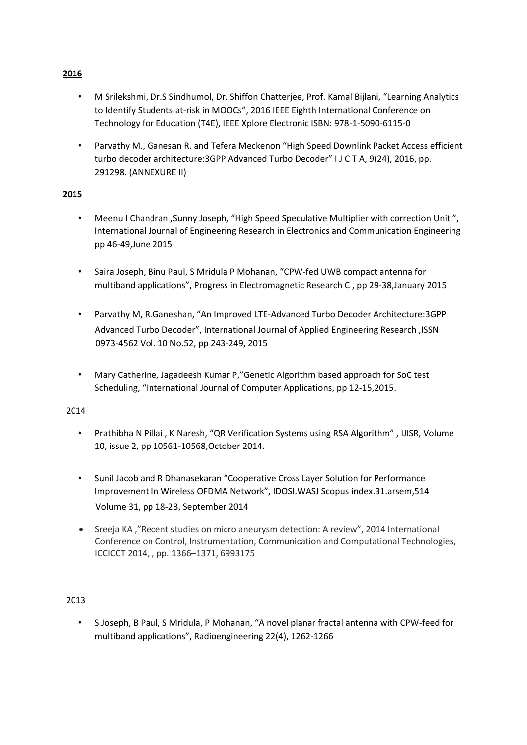**2016**

- M Srilekshmi, Dr.S Sindhumol, Dr. Shiffon Chatterjee, Prof. Kamal Bijlani, "Learning Analytics to Identify Students at-risk in MOOCs", 2016 IEEE Eighth International Conference on Technology for Education (T4E), IEEE Xplore Electronic ISBN: 978-1-5090-6115-0
- Parvathy M., Ganesan R. and Tefera Meckenon "High Speed Downlink Packet Access efficient turbo decoder architecture:3GPP Advanced Turbo Decoder" I J C T A, 9(24), 2016, pp. 291298. (ANNEXURE II)

**2015**

- Meenu I Chandran ,Sunny Joseph, "High Speed Speculative Multiplier with correction Unit ", International Journal of Engineering Research in Electronics and Communication Engineering pp 46-49,June 2015
- Saira Joseph, Binu Paul, S Mridula P Mohanan, "CPW-fed UWB compact antenna for multiband applications", Progress in Electromagnetic Research C , pp 29-38,January 2015
- Parvathy M, R.Ganeshan, "An Improved LTE-Advanced Turbo Decoder Architecture:3GPP Advanced Turbo Decoder", International Journal of Applied Engineering Research ,ISSN 0973-4562 Vol. 10 No.52, pp 243-249, 2015
- Mary Catherine, Jagadeesh Kumar P,"Genetic Algorithm based approach for SoC test Scheduling, "International Journal of Computer Applications, pp 12-15,2015.

2014

- Prathibha N Pillai , K Naresh, "QR Verification Systems using RSA Algorithm" , IJISR, Volume 10, issue 2, pp 10561-10568,October 2014.
- Sunil Jacob and R Dhanasekaran "Cooperative Cross Layer Solution for Performance Improvement In Wireless OFDMA Network", IDOSI.WASJ Scopus index.31.arsem,514 Volume 31, pp 18-23, September 2014
- Sreeja KA ,"Recent studies on micro aneurysm detection: A review", 2014 International Conference on Control, Instrumentation, Communication and Computational Technologies, ICCICCT 2014, , pp. 1366–1371, 6993175

2013

- S Joseph, B Paul, S Mridula, P Mohanan, "A novel planar fractal antenna with CPW-feed for multiband applications", Radioengineering 22(4), 1262-1266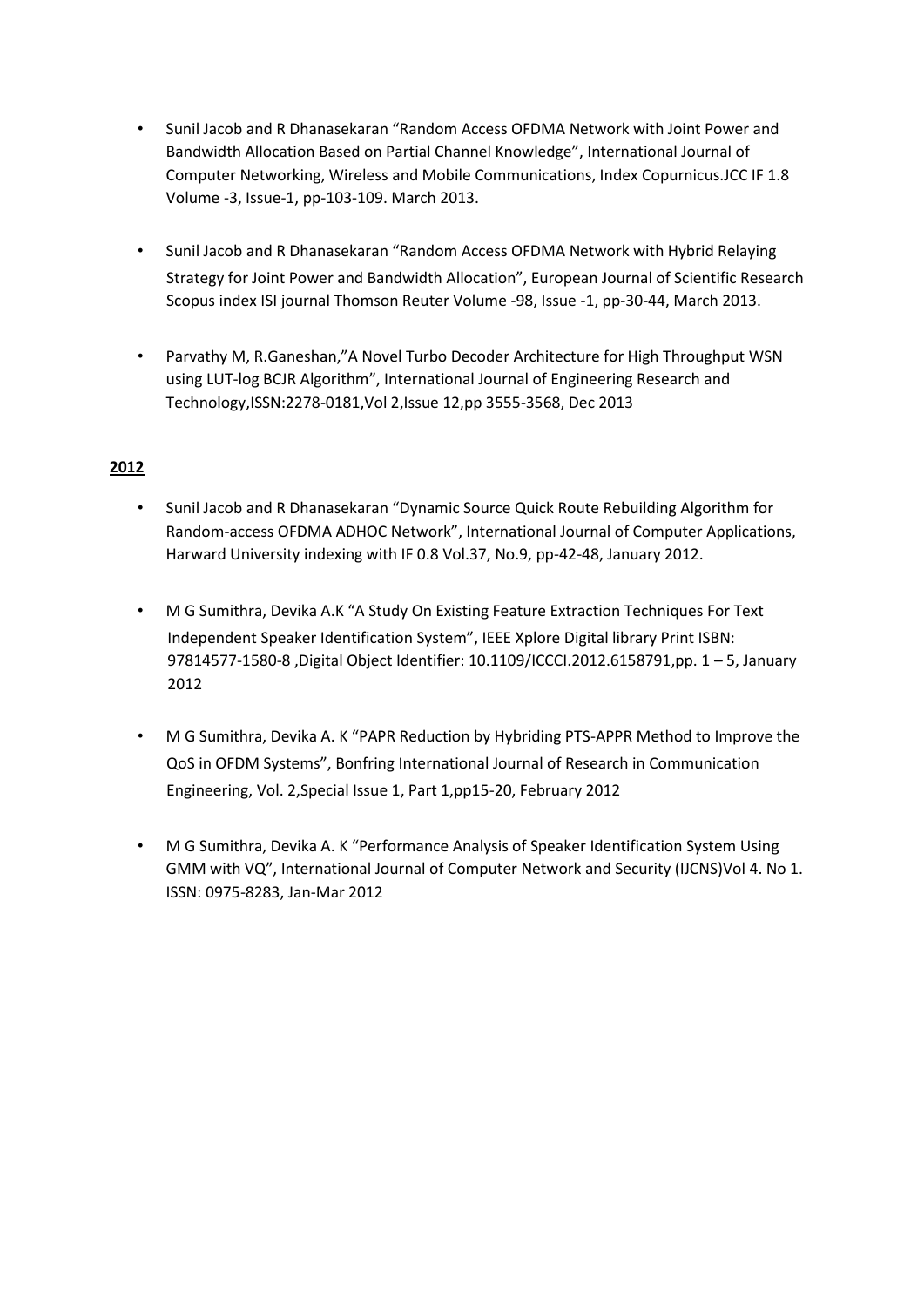- Sunil Jacob and R Dhanasekaran “Random Access OFDMA Network with Joint Power and Bandwidth Allocation Based on Partial Channel Knowledge”, International Journal of Computer Networking, Wireless and Mobile Communications, Index Copurnicus.JCC IF 1.8 Volume -3, Issue-1, pp-103-109. March 2013.

- Sunil Jacob and R Dhanasekaran “Random Access OFDMA Network with Hybrid Relaying Strategy for Joint Power and Bandwidth Allocation”, European Journal of Scientific Research Scopus index ISI journal Thomson Reuter Volume -98, Issue -1, pp-30-44, March 2013.

- Parvathy M, R.Ganeshan,”A Novel Turbo Decoder Architecture for High Throughput WSN using LUT-log BCJR Algorithm”, International Journal of Engineering Research and Technology,ISSN:2278-0181,Vol 2,Issue 12,pp 3555-3568, Dec 2013

**2012**

- Sunil Jacob and R Dhanasekaran “Dynamic Source Quick Route Rebuilding Algorithm for Random-access OFDMA ADHOC Network”, International Journal of Computer Applications, Harward University indexing with IF 0.8 Vol.37, No.9, pp-42-48, January 2012.

- M G Sumithra, Devika A.K “A Study On Existing Feature Extraction Techniques For Text Independent Speaker Identification System”, IEEE Xplore Digital library Print ISBN: 97814577-1580-8 ,Digital Object Identifier: 10.1109/ICCCI.2012.6158791,pp. 1 – 5, January 2012

- M G Sumithra, Devika A. K “PAPR Reduction by Hybriding PTS-APPR Method to Improve the QoS in OFDM Systems”, Bonfring International Journal of Research in Communication Engineering, Vol. 2,Special Issue 1, Part 1,pp15-20, February 2012

- M G Sumithra, Devika A. K “Performance Analysis of Speaker Identification System Using GMM with VQ”, International Journal of Computer Network and Security (IJCNS)Vol 4. No 1. ISSN: 0975-8283, Jan-Mar 2012